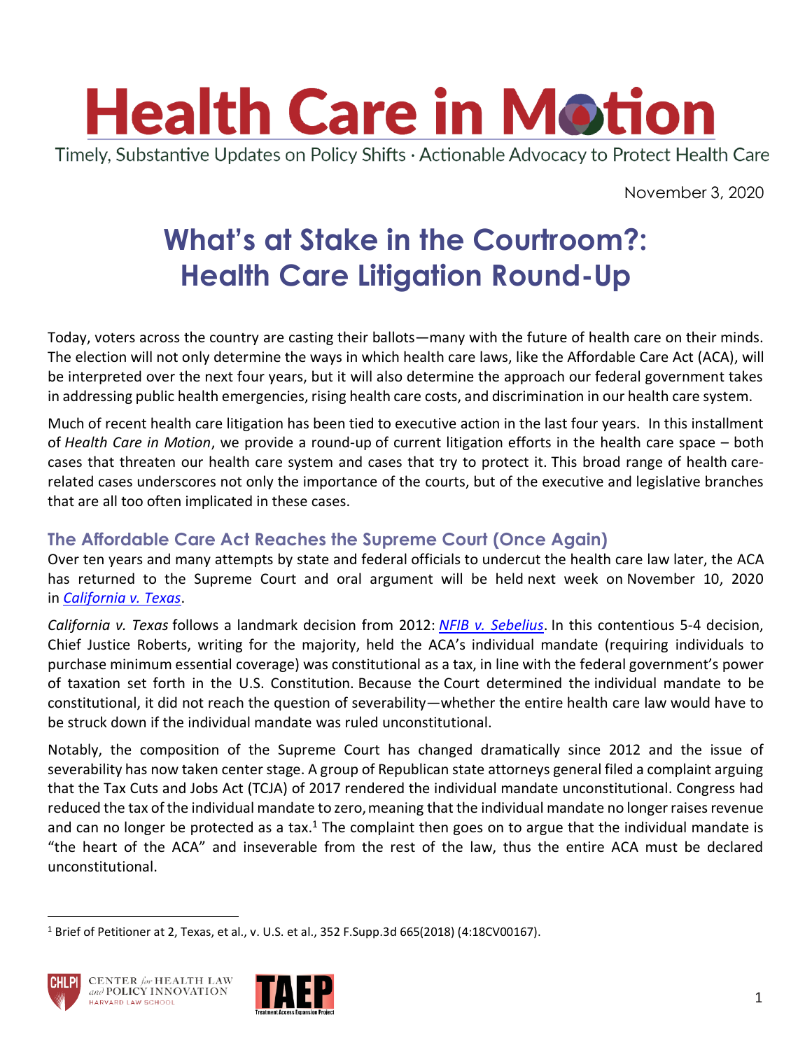# Health Care in Motion

Timely, Substantive Updates on Policy Shifts · Actionable Advocacy to Protect Health Care

November 3, 2020

# What's at Stake in the Courtroom?: Health Care Litigation Round-Up

Today, voters across the country are casting their ballots—many with the future of health care on their minds. The election will not only determine the ways in which health care laws, like the Affordable Care Act (ACA), will be interpreted over the next four years, but it will also determine the approach our federal government takes in addressing public health emergencies, rising health care costs, and discrimination in our health care system.

Much of recent health care litigation has been tied to executive action in the last four years. In this installment of *Health Care in Motion*, we provide a round-up of current litigation efforts in the health care space – both cases that threaten our health care system and cases that try to protect it. This broad range of health care-related cases underscores not only the importance of the courts, but of the executive and legislative branches that are all too often implicated in these cases.

## The Affordable Care Act Reaches the Supreme Court (Once Again)

Over ten years and many attempts by state and federal officials to undercut the health care law later, the ACA has returned to the Supreme Court and oral argument will be held next week on November 10, 2020 in *California v. Texas*.

*California v. Texas* follows a landmark decision from 2012: *NFIB v. Sebelius*. In this contentious 5-4 decision, Chief Justice Roberts, writing for the majority, held the ACA's individual mandate (requiring individuals to purchase minimum essential coverage) was constitutional as a tax, in line with the federal government's power of taxation set forth in the U.S. Constitution. Because the Court determined the individual mandate to be constitutional, it did not reach the question of severability—whether the entire health care law would have to be struck down if the individual mandate was ruled unconstitutional.

Notably, the composition of the Supreme Court has changed dramatically since 2012 and the issue of severability has now taken center stage. A group of Republican state attorneys general filed a complaint arguing that the Tax Cuts and Jobs Act (TCJA) of 2017 rendered the individual mandate unconstitutional. Congress had reduced the tax of the individual mandate to zero, meaning that the individual mandate no longer raises revenue and can no longer be protected as a tax.[1] The complaint then goes on to argue that the individual mandate is "the heart of the ACA" and inseverable from the rest of the law, thus the entire ACA must be declared unconstitutional.

---

[1] Brief of Petitioner at 2, Texas, et al., v. U.S. et al., 352 F.Supp.3d 665(2018) (4:18CV00167).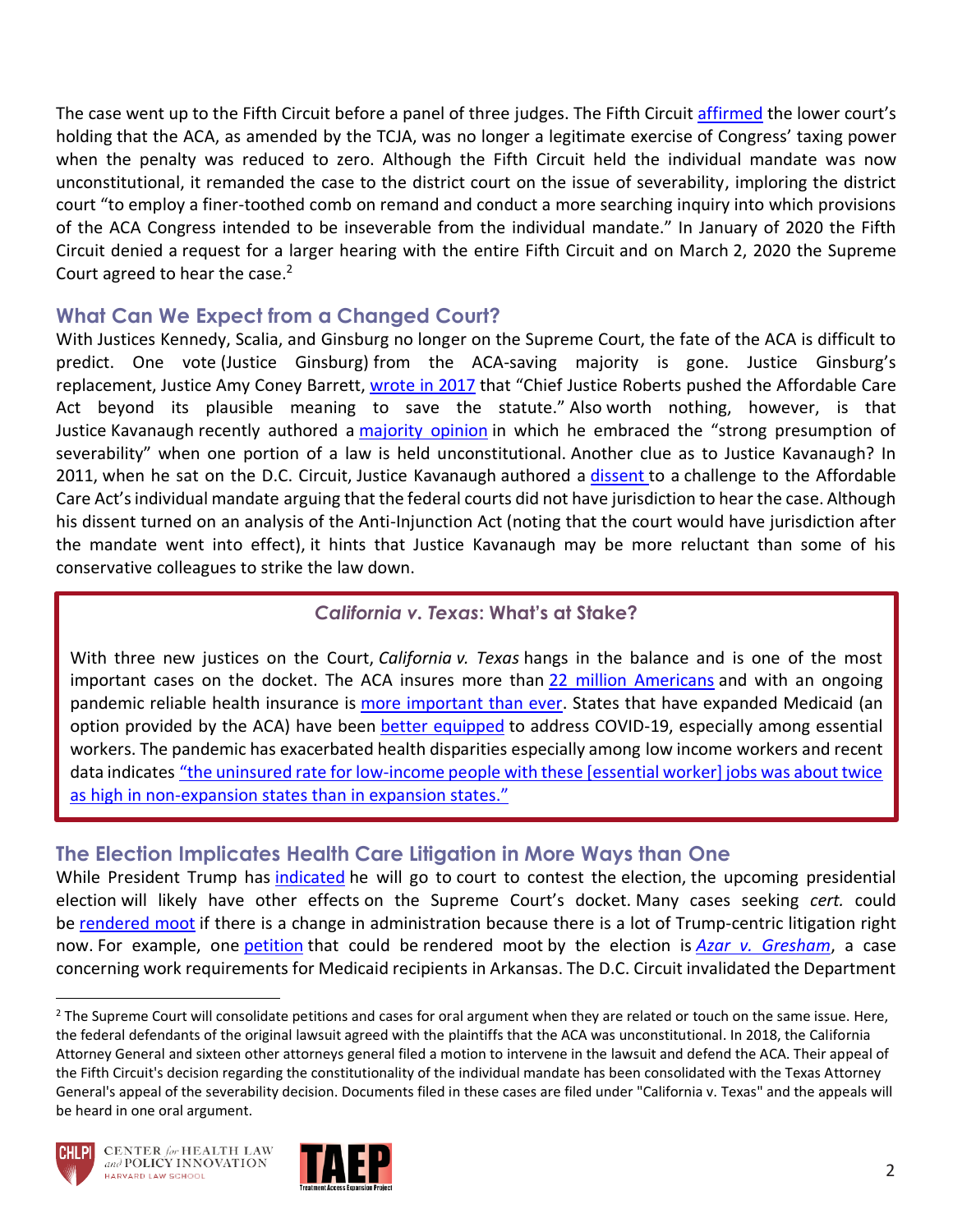The case went up to the Fifth Circuit before a panel of three judges. The Fifth Circuit affirmed the lower court's holding that the ACA, as amended by the TCJA, was no longer a legitimate exercise of Congress' taxing power when the penalty was reduced to zero. Although the Fifth Circuit held the individual mandate was now unconstitutional, it remanded the case to the district court on the issue of severability, imploring the district court "to employ a finer-toothed comb on remand and conduct a more searching inquiry into which provisions of the ACA Congress intended to be inseverable from the individual mandate." In January of 2020 the Fifth Circuit denied a request for a larger hearing with the entire Fifth Circuit and on March 2, 2020 the Supreme Court agreed to hear the case.[2]

## What Can We Expect from a Changed Court?

With Justices Kennedy, Scalia, and Ginsburg no longer on the Supreme Court, the fate of the ACA is difficult to predict. One vote (Justice Ginsburg) from the ACA-saving majority is gone. Justice Ginsburg's replacement, Justice Amy Coney Barrett, wrote in 2017 that "Chief Justice Roberts pushed the Affordable Care Act beyond its plausible meaning to save the statute." Also worth nothing, however, is that Justice Kavanaugh recently authored a majority opinion in which he embraced the "strong presumption of severability" when one portion of a law is held unconstitutional. Another clue as to Justice Kavanaugh? In 2011, when he sat on the D.C. Circuit, Justice Kavanaugh authored a dissent to a challenge to the Affordable Care Act's individual mandate arguing that the federal courts did not have jurisdiction to hear the case. Although his dissent turned on an analysis of the Anti-Injunction Act (noting that the court would have jurisdiction after the mandate went into effect), it hints that Justice Kavanaugh may be more reluctant than some of his conservative colleagues to strike the law down.

### *California v. Texas*: What's at Stake?

With three new justices on the Court, *California v. Texas* hangs in the balance and is one of the most important cases on the docket. The ACA insures more than 22 million Americans and with an ongoing pandemic reliable health insurance is more important than ever. States that have expanded Medicaid (an option provided by the ACA) have been better equipped to address COVID-19, especially among essential workers. The pandemic has exacerbated health disparities especially among low income workers and recent data indicates "the uninsured rate for low-income people with these [essential worker] jobs was about twice as high in non-expansion states than in expansion states."

## The Election Implicates Health Care Litigation in More Ways than One

While President Trump has indicated he will go to court to contest the election, the upcoming presidential election will likely have other effects on the Supreme Court's docket. Many cases seeking *cert.* could be rendered moot if there is a change in administration because there is a lot of Trump-centric litigation right now. For example, one petition that could be rendered moot by the election is *Azar v. Gresham*, a case concerning work requirements for Medicaid recipients in Arkansas. The D.C. Circuit invalidated the Department

[2] The Supreme Court will consolidate petitions and cases for oral argument when they are related or touch on the same issue. Here, the federal defendants of the original lawsuit agreed with the plaintiffs that the ACA was unconstitutional. In 2018, the California Attorney General and sixteen other attorneys general filed a motion to intervene in the lawsuit and defend the ACA. Their appeal of the Fifth Circuit's decision regarding the constitutionality of the individual mandate has been consolidated with the Texas Attorney General's appeal of the severability decision. Documents filed in these cases are filed under "California v. Texas" and the appeals will be heard in one oral argument.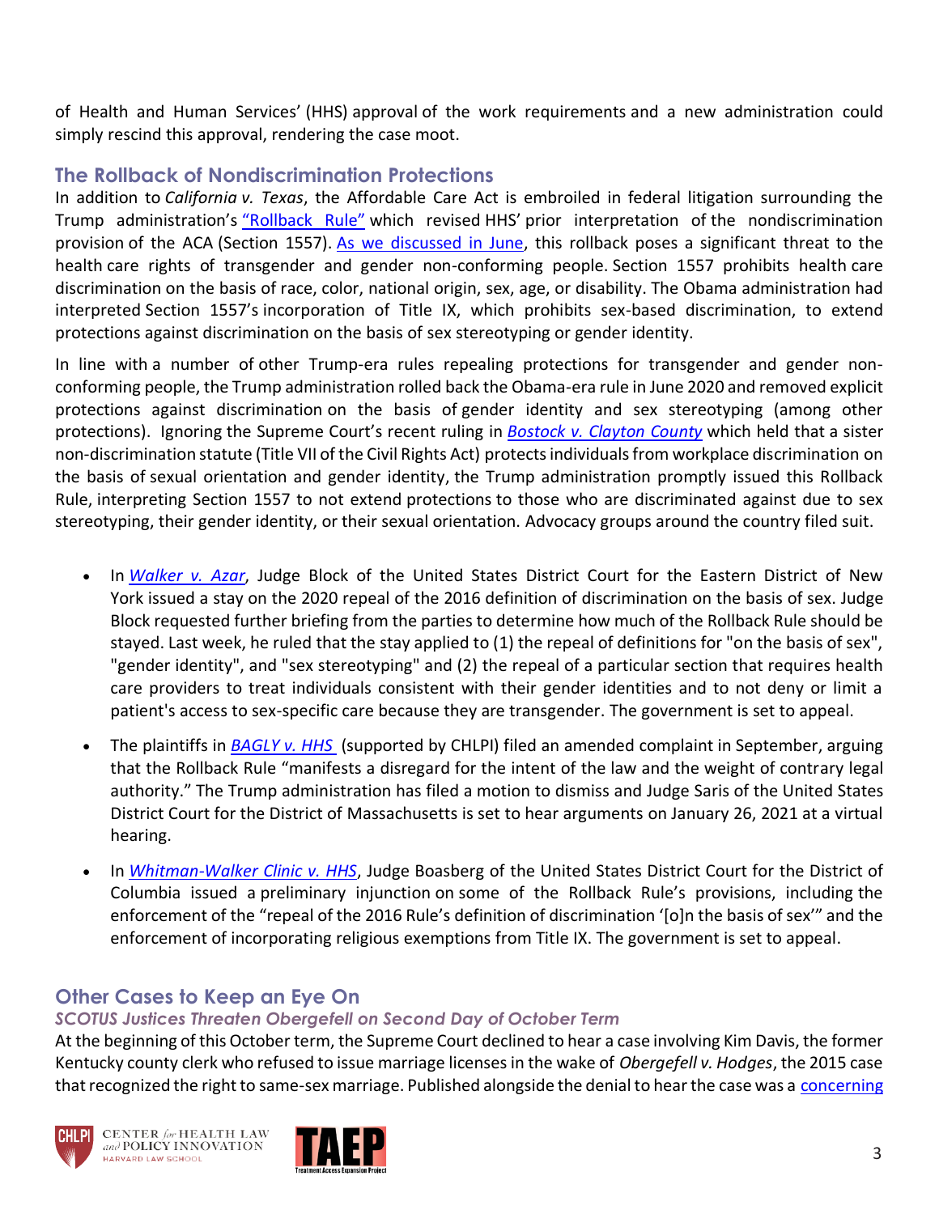of Health and Human Services' (HHS) approval of the work requirements and a new administration could simply rescind this approval, rendering the case moot.

## The Rollback of Nondiscrimination Protections

In addition to *California v. Texas*, the Affordable Care Act is embroiled in federal litigation surrounding the Trump administration's "Rollback Rule" which revised HHS' prior interpretation of the nondiscrimination provision of the ACA (Section 1557). As we discussed in June, this rollback poses a significant threat to the health care rights of transgender and gender non-conforming people. Section 1557 prohibits health care discrimination on the basis of race, color, national origin, sex, age, or disability. The Obama administration had interpreted Section 1557's incorporation of Title IX, which prohibits sex-based discrimination, to extend protections against discrimination on the basis of sex stereotyping or gender identity.

In line with a number of other Trump-era rules repealing protections for transgender and gender non-conforming people, the Trump administration rolled back the Obama-era rule in June 2020 and removed explicit protections against discrimination on the basis of gender identity and sex stereotyping (among other protections). Ignoring the Supreme Court's recent ruling in ***Bostock v. Clayton County*** which held that a sister non-discrimination statute (Title VII of the Civil Rights Act) protects individuals from workplace discrimination on the basis of sexual orientation and gender identity, the Trump administration promptly issued this Rollback Rule, interpreting Section 1557 to not extend protections to those who are discriminated against due to sex stereotyping, their gender identity, or their sexual orientation. Advocacy groups around the country filed suit.

- In ***Walker v. Azar***, Judge Block of the United States District Court for the Eastern District of New York issued a stay on the 2020 repeal of the 2016 definition of discrimination on the basis of sex. Judge Block requested further briefing from the parties to determine how much of the Rollback Rule should be stayed. Last week, he ruled that the stay applied to (1) the repeal of definitions for "on the basis of sex", "gender identity", and "sex stereotyping" and (2) the repeal of a particular section that requires health care providers to treat individuals consistent with their gender identities and to not deny or limit a patient's access to sex-specific care because they are transgender. The government is set to appeal.
- The plaintiffs in ***BAGLY v. HHS*** (supported by CHLPI) filed an amended complaint in September, arguing that the Rollback Rule "manifests a disregard for the intent of the law and the weight of contrary legal authority." The Trump administration has filed a motion to dismiss and Judge Saris of the United States District Court for the District of Massachusetts is set to hear arguments on January 26, 2021 at a virtual hearing.
- In ***Whitman-Walker Clinic v. HHS***, Judge Boasberg of the United States District Court for the District of Columbia issued a preliminary injunction on some of the Rollback Rule's provisions, including the enforcement of the "repeal of the 2016 Rule's definition of discrimination '[o]n the basis of sex'" and the enforcement of incorporating religious exemptions from Title IX. The government is set to appeal.

## Other Cases to Keep an Eye On

### *SCOTUS Justices Threaten Obergefell on Second Day of October Term*

At the beginning of this October term, the Supreme Court declined to hear a case involving Kim Davis, the former Kentucky county clerk who refused to issue marriage licenses in the wake of *Obergefell v. Hodges*, the 2015 case that recognized the right to same-sex marriage. Published alongside the denial to hear the case was a concerning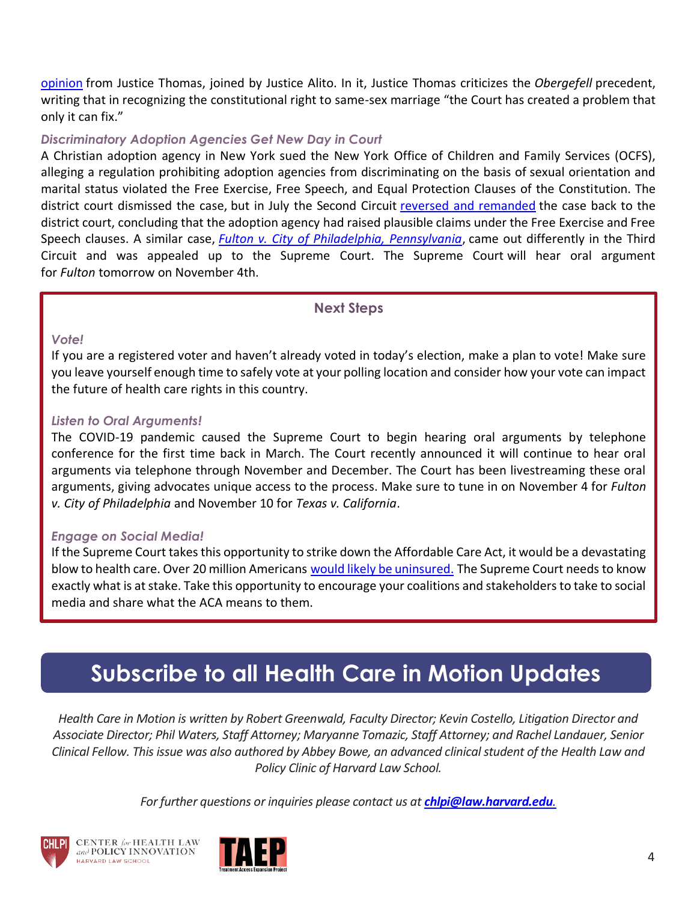opinion from Justice Thomas, joined by Justice Alito. In it, Justice Thomas criticizes the *Obergefell* precedent, writing that in recognizing the constitutional right to same-sex marriage "the Court has created a problem that only it can fix."

### *Discriminatory Adoption Agencies Get New Day in Court*

A Christian adoption agency in New York sued the New York Office of Children and Family Services (OCFS), alleging a regulation prohibiting adoption agencies from discriminating on the basis of sexual orientation and marital status violated the Free Exercise, Free Speech, and Equal Protection Clauses of the Constitution. The district court dismissed the case, but in July the Second Circuit reversed and remanded the case back to the district court, concluding that the adoption agency had raised plausible claims under the Free Exercise and Free Speech clauses. A similar case, *Fulton v. City of Philadelphia, Pennsylvania*, came out differently in the Third Circuit and was appealed up to the Supreme Court. The Supreme Court will hear oral argument for *Fulton* tomorrow on November 4th.

## Next Steps

### *Vote!*

If you are a registered voter and haven't already voted in today's election, make a plan to vote! Make sure you leave yourself enough time to safely vote at your polling location and consider how your vote can impact the future of health care rights in this country.

### *Listen to Oral Arguments!*

The COVID-19 pandemic caused the Supreme Court to begin hearing oral arguments by telephone conference for the first time back in March. The Court recently announced it will continue to hear oral arguments via telephone through November and December. The Court has been livestreaming these oral arguments, giving advocates unique access to the process. Make sure to tune in on November 4 for *Fulton v. City of Philadelphia* and November 10 for *Texas v. California*.

### *Engage on Social Media!*

If the Supreme Court takes this opportunity to strike down the Affordable Care Act, it would be a devastating blow to health care. Over 20 million Americans would likely be uninsured. The Supreme Court needs to know exactly what is at stake. Take this opportunity to encourage your coalitions and stakeholders to take to social media and share what the ACA means to them.

# Subscribe to all Health Care in Motion Updates

*Health Care in Motion is written by Robert Greenwald, Faculty Director; Kevin Costello, Litigation Director and Associate Director; Phil Waters, Staff Attorney; Maryanne Tomazic, Staff Attorney; and Rachel Landauer, Senior Clinical Fellow. This issue was also authored by Abbey Bowe, an advanced clinical student of the Health Law and Policy Clinic of Harvard Law School.*

*For further questions or inquiries please contact us at **chlpi@law.harvard.edu**.*

CHLPI CENTER for HEALTH LAW and POLICY INNOVATION HARVARD LAW SCHOOL

TAEP Treatment Access Expansion Project